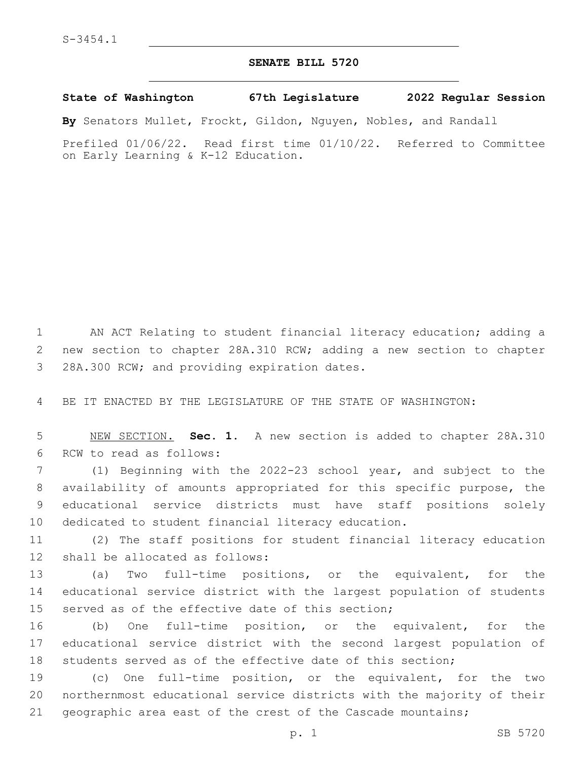S-3454.1

# SENATE BILL 5720

**State of Washington 67th Legislature 2022 Regular Session**

**By** Senators Mullet, Frockt, Gildon, Nguyen, Nobles, and Randall

Prefiled 01/06/22. Read first time 01/10/22. Referred to Committee on Early Learning & K-12 Education.

AN ACT Relating to student financial literacy education; adding a new section to chapter 28A.310 RCW; adding a new section to chapter 28A.300 RCW; and providing expiration dates.

BE IT ENACTED BY THE LEGISLATURE OF THE STATE OF WASHINGTON:

NEW SECTION. **Sec. 1.** A new section is added to chapter 28A.310 RCW to read as follows:

(1) Beginning with the 2022-23 school year, and subject to the availability of amounts appropriated for this specific purpose, the educational service districts must have staff positions solely dedicated to student financial literacy education.

(2) The staff positions for student financial literacy education shall be allocated as follows:

(a) Two full-time positions, or the equivalent, for the educational service district with the largest population of students served as of the effective date of this section;

(b) One full-time position, or the equivalent, for the educational service district with the second largest population of students served as of the effective date of this section;

(c) One full-time position, or the equivalent, for the two northernmost educational service districts with the majority of their geographic area east of the crest of the Cascade mountains;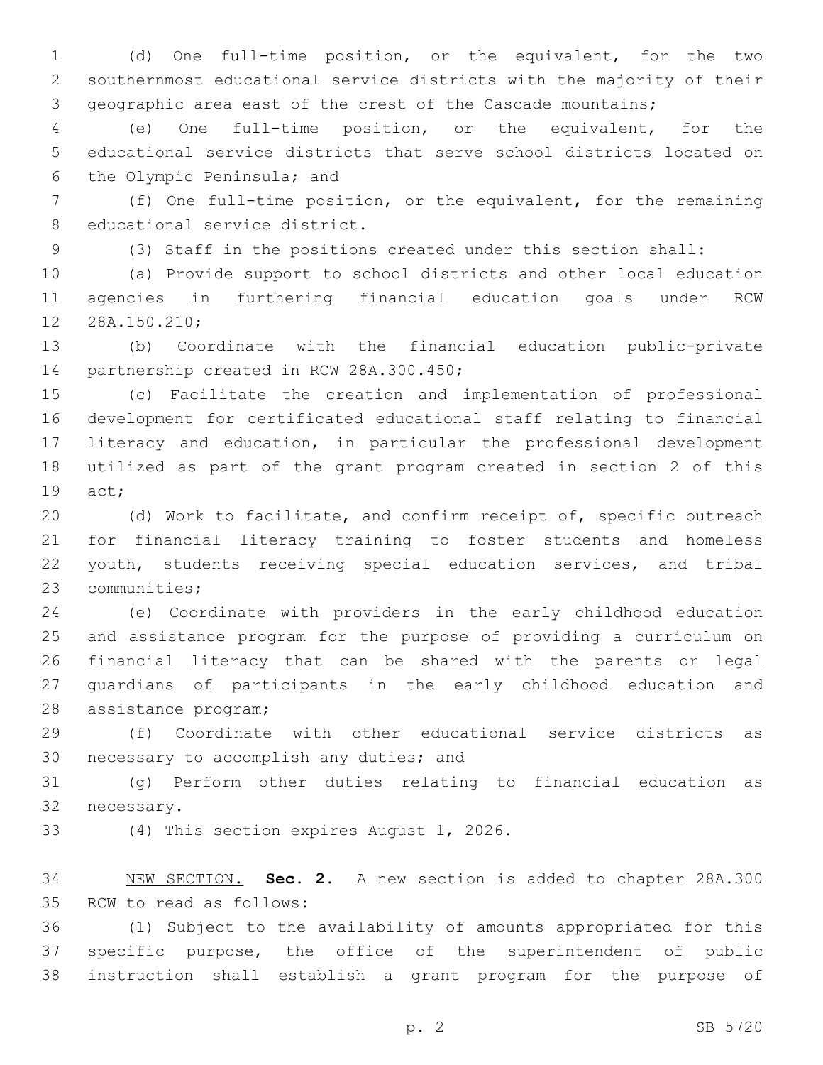(d) One full-time position, or the equivalent, for the two southernmost educational service districts with the majority of their geographic area east of the crest of the Cascade mountains;

(e) One full-time position, or the equivalent, for the educational service districts that serve school districts located on the Olympic Peninsula; and

(f) One full-time position, or the equivalent, for the remaining educational service district.

(3) Staff in the positions created under this section shall:

(a) Provide support to school districts and other local education agencies in furthering financial education goals under RCW 28A.150.210;

(b) Coordinate with the financial education public-private partnership created in RCW 28A.300.450;

(c) Facilitate the creation and implementation of professional development for certificated educational staff relating to financial literacy and education, in particular the professional development utilized as part of the grant program created in section 2 of this act;

(d) Work to facilitate, and confirm receipt of, specific outreach for financial literacy training to foster students and homeless youth, students receiving special education services, and tribal communities;

(e) Coordinate with providers in the early childhood education and assistance program for the purpose of providing a curriculum on financial literacy that can be shared with the parents or legal guardians of participants in the early childhood education and assistance program;

(f) Coordinate with other educational service districts as necessary to accomplish any duties; and

(g) Perform other duties relating to financial education as necessary.

(4) This section expires August 1, 2026.

NEW SECTION. **Sec. 2.** A new section is added to chapter 28A.300 RCW to read as follows:

(1) Subject to the availability of amounts appropriated for this specific purpose, the office of the superintendent of public instruction shall establish a grant program for the purpose of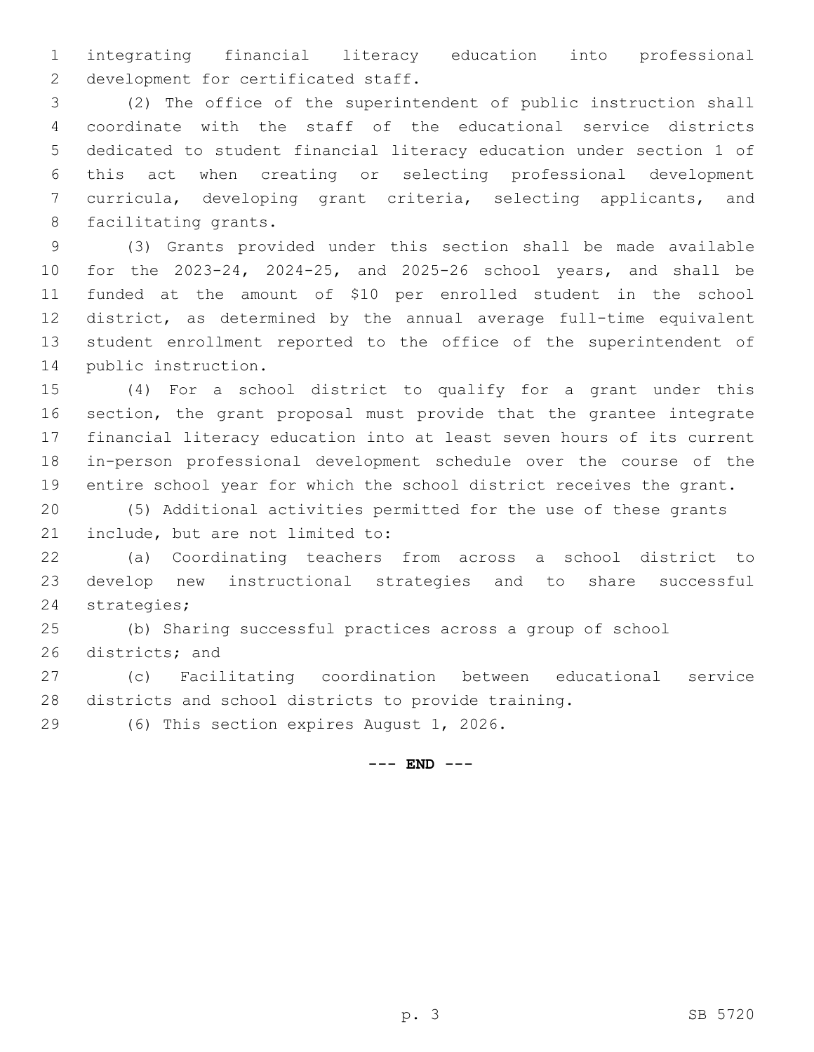integrating financial literacy education into professional development for certificated staff.

(2) The office of the superintendent of public instruction shall coordinate with the staff of the educational service districts dedicated to student financial literacy education under section 1 of this act when creating or selecting professional development curricula, developing grant criteria, selecting applicants, and facilitating grants.

(3) Grants provided under this section shall be made available for the 2023-24, 2024-25, and 2025-26 school years, and shall be funded at the amount of $10 per enrolled student in the school district, as determined by the annual average full-time equivalent student enrollment reported to the office of the superintendent of public instruction.

(4) For a school district to qualify for a grant under this section, the grant proposal must provide that the grantee integrate financial literacy education into at least seven hours of its current in-person professional development schedule over the course of the entire school year for which the school district receives the grant.

(5) Additional activities permitted for the use of these grants include, but are not limited to:

(a) Coordinating teachers from across a school district to develop new instructional strategies and to share successful strategies;

(b) Sharing successful practices across a group of school districts; and

(c) Facilitating coordination between educational service districts and school districts to provide training.

(6) This section expires August 1, 2026.

**--- END ---**